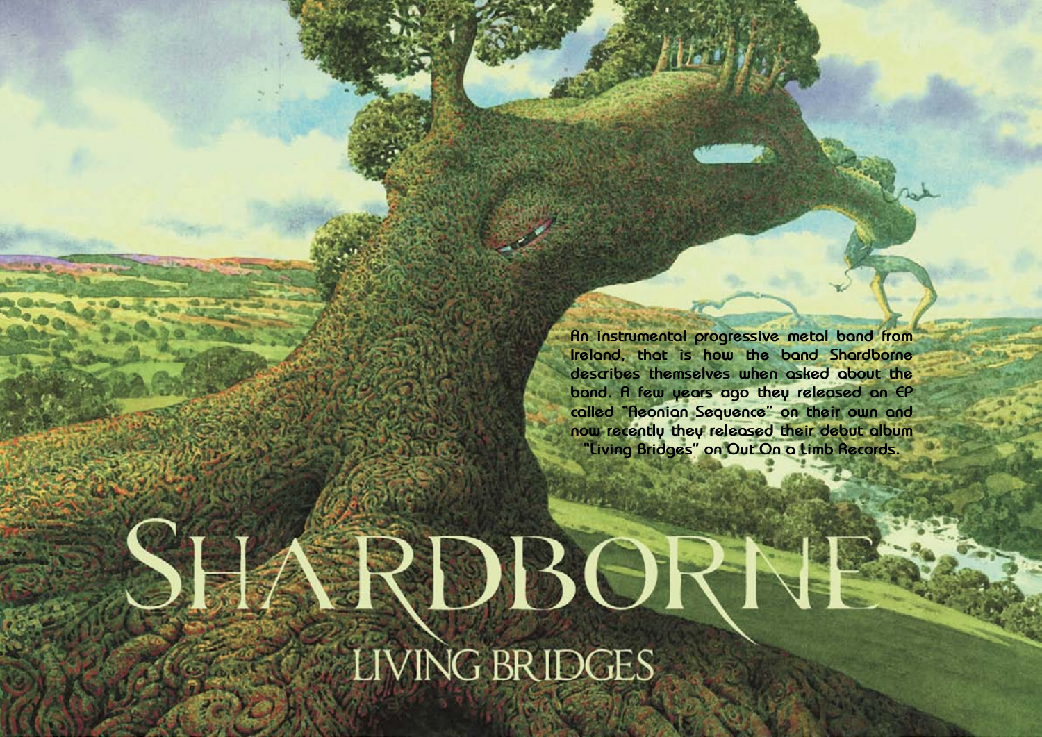# Shardborne

## Living Bridges

An instrumental progressive metal band from Ireland, that is how the band Shardborne describes themselves when asked about the band. A few years ago they released an EP called "Aeonian Sequence" on their own and now recently they released their debut album "Living Bridges" on Out On a Limb Records.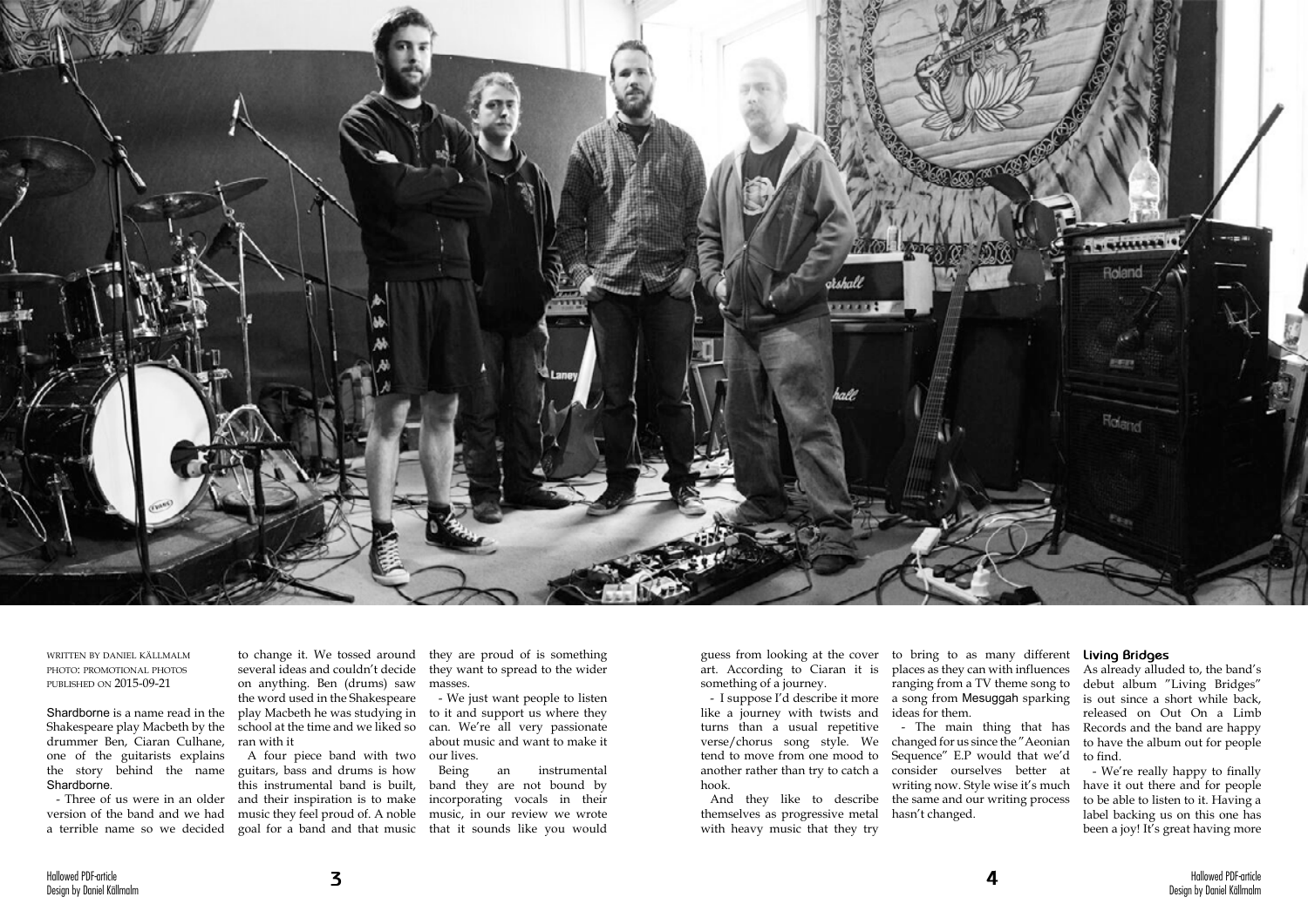WRITTEN BY DANIEL KÄLLMALM
PHOTO: PROMOTIONAL PHOTOS
PUBLISHED ON 2015-09-21

Shardborne is a name read in the Shakespeare play Macbeth by the drummer Ben, Ciaran Culhane, one of the guitarists explains the story behind the name Shardborne.

- Three of us were in an older version of the band and we had a terrible name so we decided to change it. We tossed around several ideas and couldn't decide on anything. Ben (drums) saw the word used in the Shakespeare play Macbeth he was studying in school at the time and we liked so ran with it

A four piece band with two guitars, bass and drums is how this instrumental band is built, and their inspiration is to make music they feel proud of. A noble goal for a band and that music they are proud of is something they want to spread to the wider masses.

- We just want people to listen to it and support us where they can. We're all very passionate about music and want to make it our lives.

Being an instrumental band they are not bound by incorporating vocals in their music, in our review we wrote that it sounds like you would guess from looking at the cover art. According to Ciaran it is something of a journey.

- I suppose I'd describe it more like a journey with twists and turns than a usual repetitive verse/chorus song style. We tend to move from one mood to another rather than try to catch a hook.

And they like to describe themselves as progressive metal with heavy music that they try to bring to as many different places as they can with influences ranging from a TV theme song to a song from Mesuggah sparking ideas for them.

- The main thing that has changed for us since the "Aeonian Sequence" E.P would that we'd consider ourselves better at writing now. Style wise it's much the same and our writing process hasn't changed.

### Living Bridges

As already alluded to, the band's debut album "Living Bridges" is out since a short while back, released on Out On a Limb Records and the band are happy to have the album out for people to find.

- We're really happy to finally have it out there and for people to be able to listen to it. Having a label backing us on this one has been a joy! It's great having more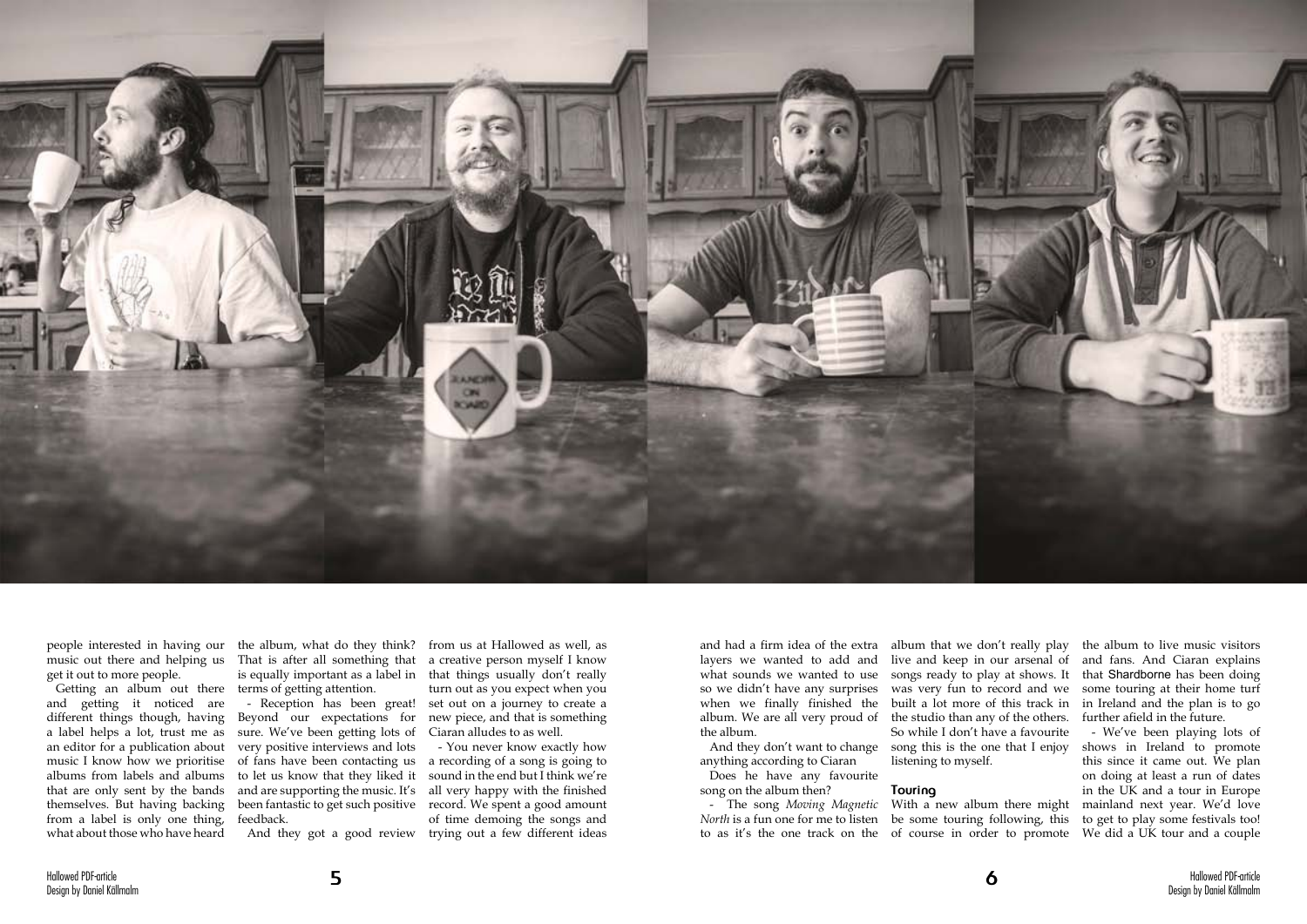people interested in having our music out there and helping us get it out to more people.

Getting an album out there and getting it noticed are different things though, having a label helps a lot, trust me as an editor for a publication about music I know how we prioritise albums from labels and albums that are only sent by the bands themselves. But having backing from a label is only one thing, what about those who have heard the album, what do they think? That is after all something that is equally important as a label in terms of getting attention.

- Reception has been great! Beyond our expectations for sure. We've been getting lots of very positive interviews and lots of fans have been contacting us to let us know that they liked it and are supporting the music. It's been fantastic to get such positive feedback.

And they got a good review from us at Hallowed as well, as a creative person myself I know that things usually don't really turn out as you expect when you set out on a journey to create a new piece, and that is something Ciaran alludes to as well.

- You never know exactly how a recording of a song is going to sound in the end but I think we're all very happy with the finished record. We spent a good amount of time demoing the songs and trying out a few different ideas and had a firm idea of the extra layers we wanted to add and what sounds we wanted to use so we didn't have any surprises when we finally finished the album. We are all very proud of the album.

And they don't want to change anything according to Ciaran

Does he have any favourite song on the album then?

- The song *Moving Magnetic North* is a fun one for me to listen to as it's the one track on the album that we don't really play live and keep in our arsenal of songs ready to play at shows. It was very fun to record and we built a lot more of this track in the studio than any of the others. So while I don't have a favourite song this is the one that I enjoy listening to myself.

## Touring

With a new album there might be some touring following, this of course in order to promote the album to live music visitors and fans. And Ciaran explains that Shardborne has been doing some touring at their home turf in Ireland and the plan is to go further afield in the future.

- We've been playing lots of shows in Ireland to promote this since it came out. We plan on doing at least a run of dates in the UK and a tour in Europe mainland next year. We'd love to get to play some festivals too! We did a UK tour and a couple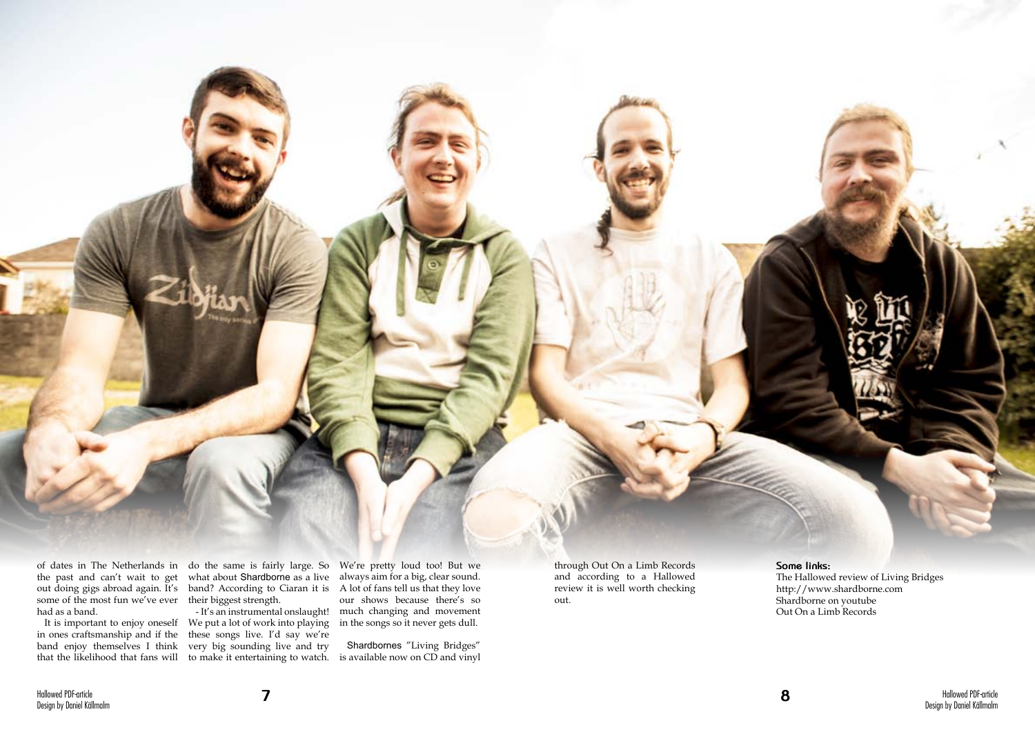of dates in The Netherlands in the past and can't wait to get out doing gigs abroad again. It's some of the most fun we've ever had as a band.

It is important to enjoy oneself in ones craftsmanship and if the band enjoy themselves I think that the likelihood that fans will do the same is fairly large. So what about Shardborne as a live band? According to Ciaran it is their biggest strength.

- It's an instrumental onslaught! We put a lot of work into playing these songs live. I'd say we're very big sounding live and try to make it entertaining to watch. We're pretty loud too! But we always aim for a big, clear sound. A lot of fans tell us that they love our shows because there's so much changing and movement in the songs so it never gets dull.

Shardbornes "Living Bridges" is available now on CD and vinyl through Out On a Limb Records and according to a Hallowed review it is well worth checking out.

**Some links:**

The Hallowed review of Living Bridges
http://www.shardborne.com
Shardborne on youtube
Out On a Limb Records